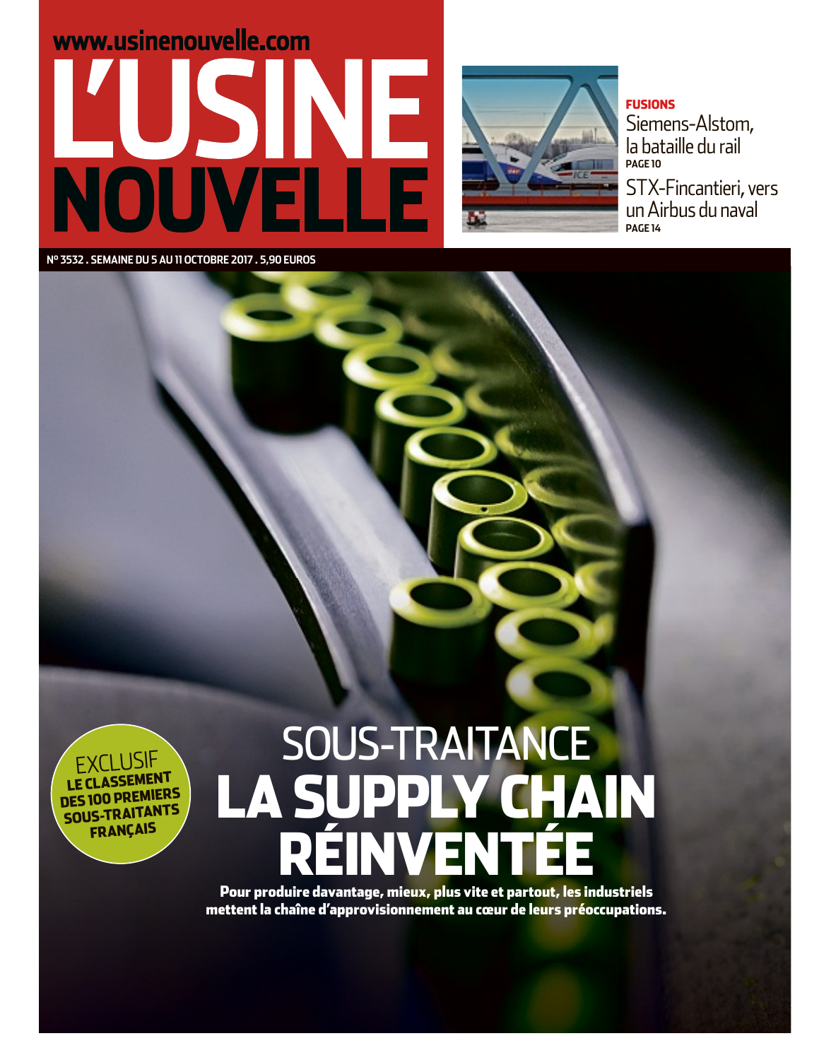www.usinenouvelle.com

# L'USINE NOUVELLE

**FUSIONS**

Siemens-Alstom, la bataille du rail
**PAGE 10**

STX-Fincantieri, vers un Airbus du naval
**PAGE 14**

**Nº 3532 . SEMAINE DU 5 AU 11 OCTOBRE 2017 . 5,90 EUROS**

EXCLUSIF
**LE CLASSEMENT DES 100 PREMIERS SOUS-TRAITANTS FRANÇAIS**

## SOUS-TRAITANCE
# LA SUPPLY CHAIN RÉINVENTÉE

**Pour produire davantage, mieux, plus vite et partout, les industriels mettent la chaîne d'approvisionnement au cœur de leurs préoccupations.**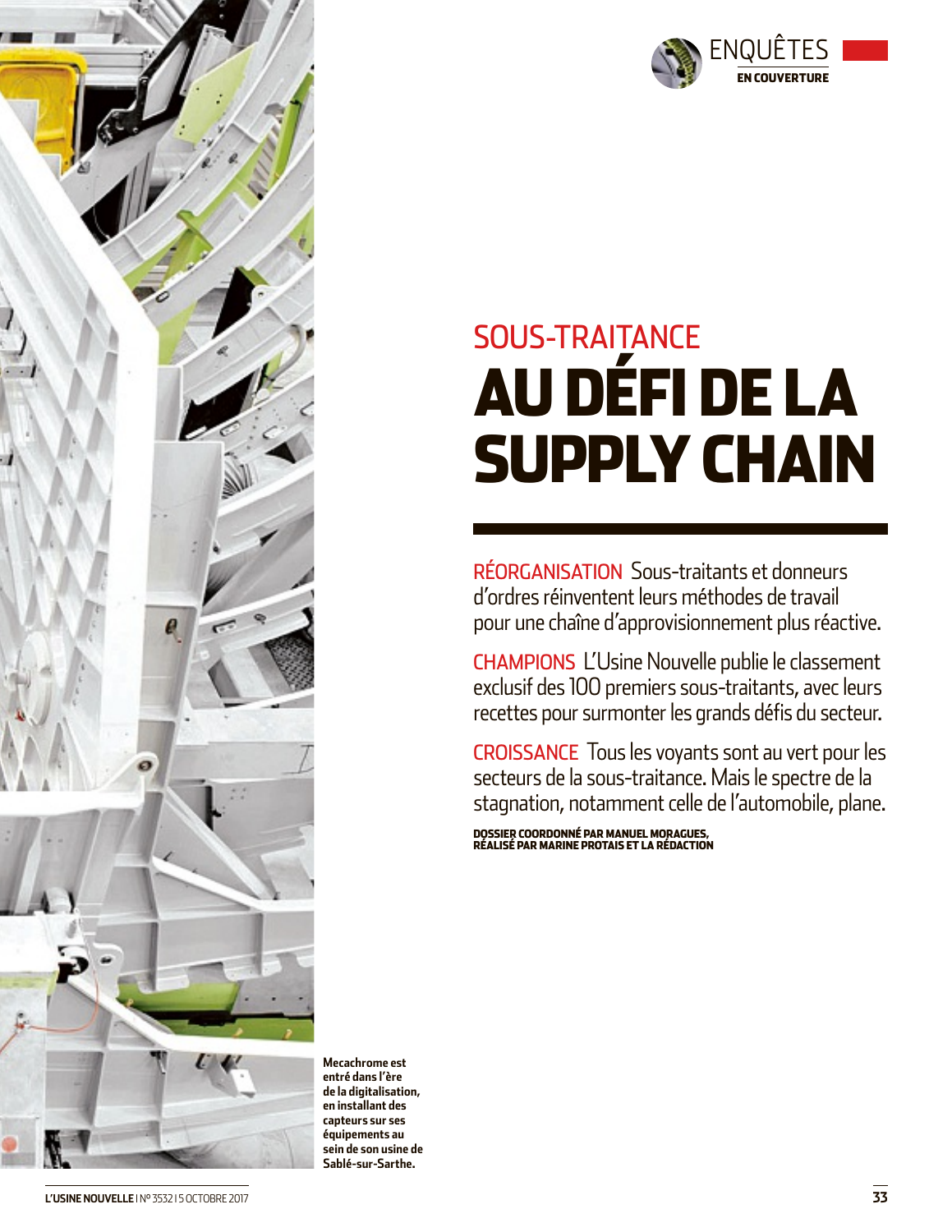ENQUÊTES
**EN COUVERTURE**

## SOUS-TRAITANCE

# AU DÉFI DE LA SUPPLY CHAIN

**RÉORGANISATION** Sous-traitants et donneurs d'ordres réinventent leurs méthodes de travail pour une chaîne d'approvisionnement plus réactive.

**CHAMPIONS** L'Usine Nouvelle publie le classement exclusif des 100 premiers sous-traitants, avec leurs recettes pour surmonter les grands défis du secteur.

**CROISSANCE** Tous les voyants sont au vert pour les secteurs de la sous-traitance. Mais le spectre de la stagnation, notamment celle de l'automobile, plane.

**DOSSIER COORDONNÉ PAR MANUEL MORAGUES, RÉALISÉ PAR MARINE PROTAIS ET LA RÉDACTION**

**Mecachrome est entré dans l'ère de la digitalisation, en installant des capteurs sur ses équipements au sein de son usine de Sablé-sur-Sarthe.**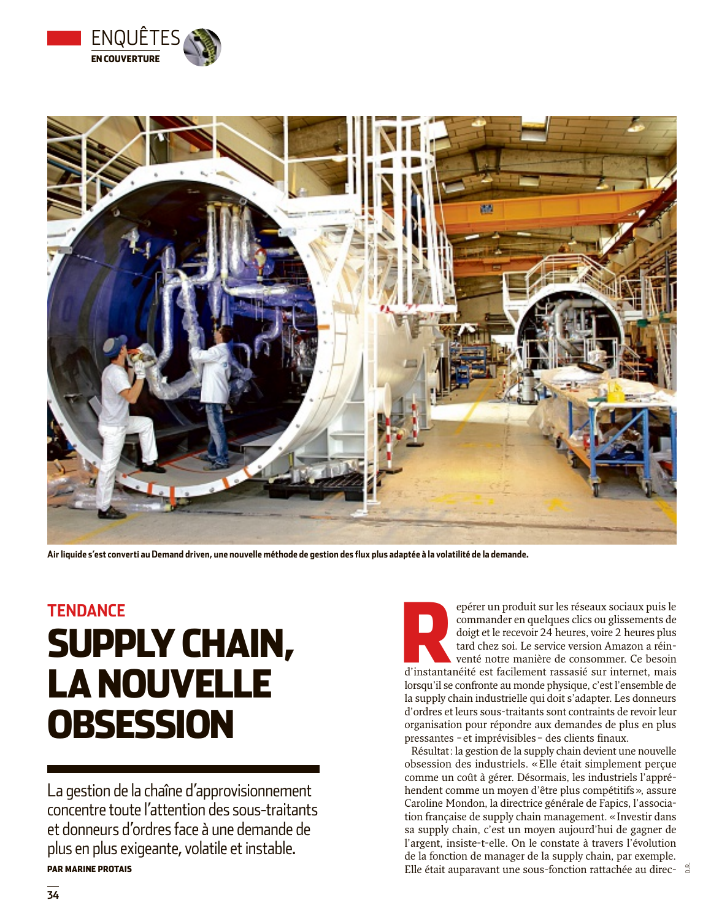Air liquide s'est converti au Demand driven, une nouvelle méthode de gestion des flux plus adaptée à la volatilité de la demande.

TENDANCE

# SUPPLY CHAIN, LA NOUVELLE OBSESSION

La gestion de la chaîne d'approvisionnement concentre toute l'attention des sous-traitants et donneurs d'ordres face à une demande de plus en plus exigeante, volatile et instable.

**PAR MARINE PROTAIS**

Repérer un produit sur les réseaux sociaux puis le commander en quelques clics ou glissements de doigt et le recevoir 24 heures, voire 2 heures plus tard chez soi. Le service version Amazon a réinventé notre manière de consommer. Ce besoin d'instantanéité est facilement rassasié sur internet, mais lorsqu'il se confronte au monde physique, c'est l'ensemble de la supply chain industrielle qui doit s'adapter. Les donneurs d'ordres et leurs sous-traitants sont contraints de revoir leur organisation pour répondre aux demandes de plus en plus pressantes – et imprévisibles – des clients finaux.

Résultat : la gestion de la supply chain devient une nouvelle obsession des industriels. « Elle était simplement perçue comme un coût à gérer. Désormais, les industriels l'appréhendent comme un moyen d'être plus compétitifs », assure Caroline Mondon, la directrice générale de Fapics, l'association française de supply chain management. « Investir dans sa supply chain, c'est un moyen aujourd'hui de gagner de l'argent, insiste-t-elle. On le constate à travers l'évolution de la fonction de manager de la supply chain, par exemple. Elle était auparavant une sous-fonction rattachée au direc-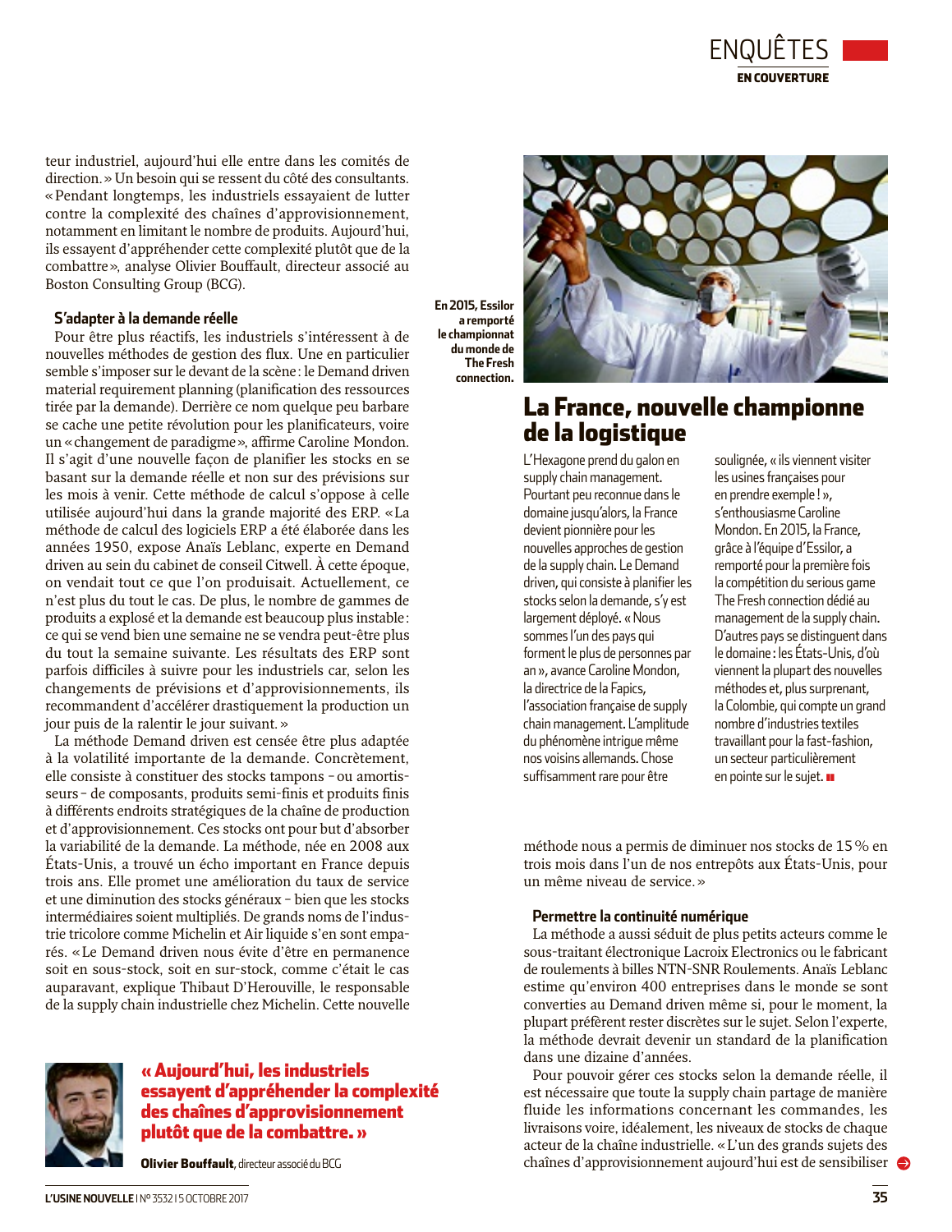teur industriel, aujourd'hui elle entre dans les comités de direction.» Un besoin qui se ressent du côté des consultants. «Pendant longtemps, les industriels essayaient de lutter contre la complexité des chaînes d'approvisionnement, notamment en limitant le nombre de produits. Aujourd'hui, ils essayent d'appréhender cette complexité plutôt que de la combattre», analyse Olivier Bouffault, directeur associé au Boston Consulting Group (BCG).

### S'adapter à la demande réelle

Pour être plus réactifs, les industriels s'intéressent à de nouvelles méthodes de gestion des flux. Une en particulier semble s'imposer sur le devant de la scène : le Demand driven material requirement planning (planification des ressources tirée par la demande). Derrière ce nom quelque peu barbare se cache une petite révolution pour les planificateurs, voire un «changement de paradigme», affirme Caroline Mondon. Il s'agit d'une nouvelle façon de planifier les stocks en se basant sur la demande réelle et non sur des prévisions sur les mois à venir. Cette méthode de calcul s'oppose à celle utilisée aujourd'hui dans la grande majorité des ERP. «La méthode de calcul des logiciels ERP a été élaborée dans les années 1950, expose Anaïs Leblanc, experte en Demand driven au sein du cabinet de conseil Citwell. À cette époque, on vendait tout ce que l'on produisait. Actuellement, ce n'est plus du tout le cas. De plus, le nombre de gammes de produits a explosé et la demande est beaucoup plus instable : ce qui se vend bien une semaine ne se vendra peut-être plus du tout la semaine suivante. Les résultats des ERP sont parfois difficiles à suivre pour les industriels car, selon les changements de prévisions et d'approvisionnements, ils recommandent d'accélérer drastiquement la production un jour puis de la ralentir le jour suivant.»

La méthode Demand driven est censée être plus adaptée à la volatilité importante de la demande. Concrètement, elle consiste à constituer des stocks tampons – ou amortisseurs – de composants, produits semi-finis et produits finis à différents endroits stratégiques de la chaîne de production et d'approvisionnement. Ces stocks ont pour but d'absorber la variabilité de la demande. La méthode, née en 2008 aux États-Unis, a trouvé un écho important en France depuis trois ans. Elle promet une amélioration du taux de service et une diminution des stocks généraux – bien que les stocks intermédiaires soient multipliés. De grands noms de l'industrie tricolore comme Michelin et Air liquide s'en sont emparés. «Le Demand driven nous évite d'être en permanence soit en sous-stock, soit en sur-stock, comme c'était le cas auparavant, explique Thibaut D'Herouville, le responsable de la supply chain industrielle chez Michelin. Cette nouvelle méthode nous a permis de diminuer nos stocks de 15 % en trois mois dans l'un de nos entrepôts aux États-Unis, pour un même niveau de service.»

### Permettre la continuité numérique

La méthode a aussi séduit de plus petits acteurs comme le sous-traitant électronique Lacroix Electronics ou le fabricant de roulements à billes NTN-SNR Roulements. Anaïs Leblanc estime qu'environ 400 entreprises dans le monde se sont converties au Demand driven même si, pour le moment, la plupart préfèrent rester discrètes sur le sujet. Selon l'experte, la méthode devrait devenir un standard de la planification dans une dizaine d'années.

Pour pouvoir gérer ces stocks selon la demande réelle, il est nécessaire que toute la supply chain partage de manière fluide les informations concernant les commandes, les livraisons voire, idéalement, les niveaux de stocks de chaque acteur de la chaîne industrielle. «L'un des grands sujets des chaînes d'approvisionnement aujourd'hui est de sensibiliser

**« Aujourd'hui, les industriels essayent d'appréhender la complexité des chaînes d'approvisionnement plutôt que de la combattre. »**

**Olivier Bouffault**, directeur associé du BCG

**En 2015, Essilor a remporté le championnat du monde de The Fresh connection.**

## La France, nouvelle championne de la logistique

L'Hexagone prend du galon en supply chain management. Pourtant peu reconnue dans le domaine jusqu'alors, la France devient pionnière pour les nouvelles approches de gestion de la supply chain. Le Demand driven, qui consiste à planifier les stocks selon la demande, s'y est largement déployé. « Nous sommes l'un des pays qui forment le plus de personnes par an », avance Caroline Mondon, la directrice de la Fapics, l'association française de supply chain management. L'amplitude du phénomène intrigue même nos voisins allemands. Chose suffisamment rare pour être soulignée, « ils viennent visiter les usines françaises pour en prendre exemple ! », s'enthousiasme Caroline Mondon. En 2015, la France, grâce à l'équipe d'Essilor, a remporté pour la première fois la compétition du serious game The Fresh connection dédié au management de la supply chain. D'autres pays se distinguent dans le domaine : les États-Unis, d'où viennent la plupart des nouvelles méthodes et, plus surprenant, la Colombie, qui compte un grand nombre d'industries textiles travaillant pour la fast-fashion, un secteur particulièrement en pointe sur le sujet.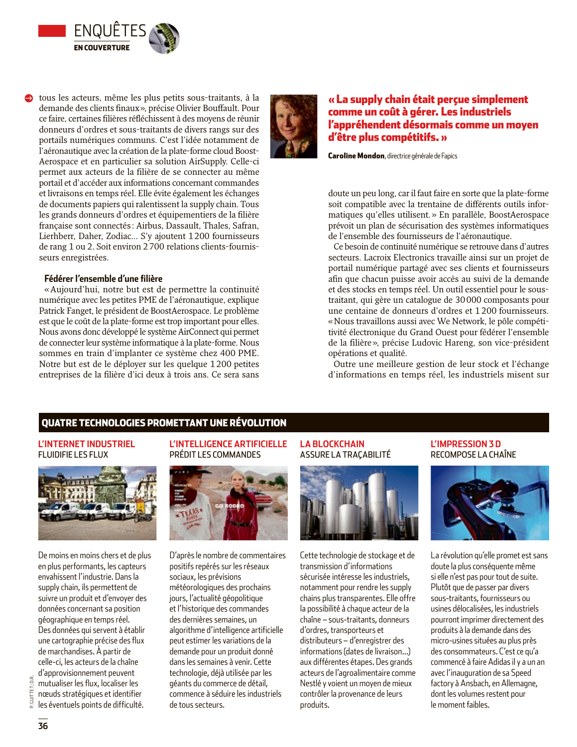tous les acteurs, même les plus petits sous-traitants, à la demande des clients finaux», précise Olivier Bouffault. Pour ce faire, certaines filières réfléchissent à des moyens de réunir donneurs d'ordres et sous-traitants de divers rangs sur des portails numériques communs. C'est l'idée notamment de l'aéronautique avec la création de la plate-forme cloud BoostAerospace et en particulier sa solution AirSupply. Celle-ci permet aux acteurs de la filière de se connecter au même portail et d'accéder aux informations concernant commandes et livraisons en temps réel. Elle évite également les échanges de documents papiers qui ralentissent la supply chain. Tous les grands donneurs d'ordres et équipementiers de la filière française sont connectés: Airbus, Dassault, Thales, Safran, Lierhberr, Daher, Zodiac... S'y ajoutent 1200 fournisseurs de rang 1 ou 2. Soit environ 2700 relations clients-fournisseurs enregistrées.

### Fédérer l'ensemble d'une filière

«Aujourd'hui, notre but est de permettre la continuité numérique avec les petites PME de l'aéronautique, explique Patrick Fanget, le président de BoostAerospace. Le problème est que le coût de la plate-forme est trop important pour elles. Nous avons donc développé le système AirConnect qui permet de connecter leur système informatique à la plate-forme. Nous sommes en train d'implanter ce système chez 400 PME. Notre but est de le déployer sur les quelque 1200 petites entreprises de la filière d'ici deux à trois ans. Ce sera sans doute un peu long, car il faut faire en sorte que la plate-forme soit compatible avec la trentaine de différents outils informatiques qu'elles utilisent.» En parallèle, BoostAerospace prévoit un plan de sécurisation des systèmes informatiques de l'ensemble des fournisseurs de l'aéronautique.

> **« La supply chain était perçue simplement comme un coût à gérer. Les industriels l'appréhendent désormais comme un moyen d'être plus compétitifs. »**
>
> **Caroline Mondon**, directrice générale de Fapics

Ce besoin de continuité numérique se retrouve dans d'autres secteurs. Lacroix Electronics travaille ainsi sur un projet de portail numérique partagé avec ses clients et fournisseurs afin que chacun puisse avoir accès au suivi de la demande et des stocks en temps réel. Un outil essentiel pour le sous-traitant, qui gère un catalogue de 30000 composants pour une centaine de donneurs d'ordres et 1200 fournisseurs. «Nous travaillons aussi avec We Network, le pôle compétitivité électronique du Grand Ouest pour fédérer l'ensemble de la filière», précise Ludovic Hareng, son vice-président opérations et qualité.

Outre une meilleure gestion de leur stock et l'échange d'informations en temps réel, les industriels misent sur

## QUATRE TECHNOLOGIES PROMETTANT UNE RÉVOLUTION

### L'INTERNET INDUSTRIEL
FLUIDIFIE LES FLUX

De moins en moins chers et de plus en plus performants, les capteurs envahissent l'industrie. Dans la supply chain, ils permettent de suivre un produit et d'envoyer des données concernant sa position géographique en temps réel. Des données qui servent à établir une cartographie précise des flux de marchandises. À partir de celle-ci, les acteurs de la chaîne d'approvisionnement peuvent mutualiser les flux, localiser les nœuds stratégiques et identifier les éventuels points de difficulté.

### L'INTELLIGENCE ARTIFICIELLE
PRÉDIT LES COMMANDES

D'après le nombre de commentaires positifs repérés sur les réseaux sociaux, les prévisions météorologiques des prochains jours, l'actualité géopolitique et l'historique des commandes des dernières semaines, un algorithme d'intelligence artificielle peut estimer les variations de la demande pour un produit donné dans les semaines à venir. Cette technologie, déjà utilisée par les géants du commerce de détail, commence à séduire les industriels de tous secteurs.

### LA BLOCKCHAIN
ASSURE LA TRAÇABILITÉ

Cette technologie de stockage et de transmission d'informations sécurisée intéresse les industriels, notamment pour rendre les supply chains plus transparentes. Elle offre la possibilité à chaque acteur de la chaîne – sous-traitants, donneurs d'ordres, transporteurs et distributeurs – d'enregistrer des informations (dates de livraison...) aux différentes étapes. Des grands acteurs de l'agroalimentaire comme Nestlé y voient un moyen de mieux contrôler la provenance de leurs produits.

### L'IMPRESSION 3D
RECOMPOSE LA CHAÎNE

La révolution qu'elle promet est sans doute la plus conséquente même si elle n'est pas pour tout de suite. Plutôt que de passer par divers sous-traitants, fournisseurs ou usines délocalisées, les industriels pourront imprimer directement des produits à la demande dans des micro-usines situées au plus près des consommateurs. C'est ce qu'a commencé à faire Adidas il y a un an avec l'inauguration de sa Speed factory à Ansbach, en Allemagne, dont les volumes restent pour le moment faibles.

P. GUITTET ; D.R.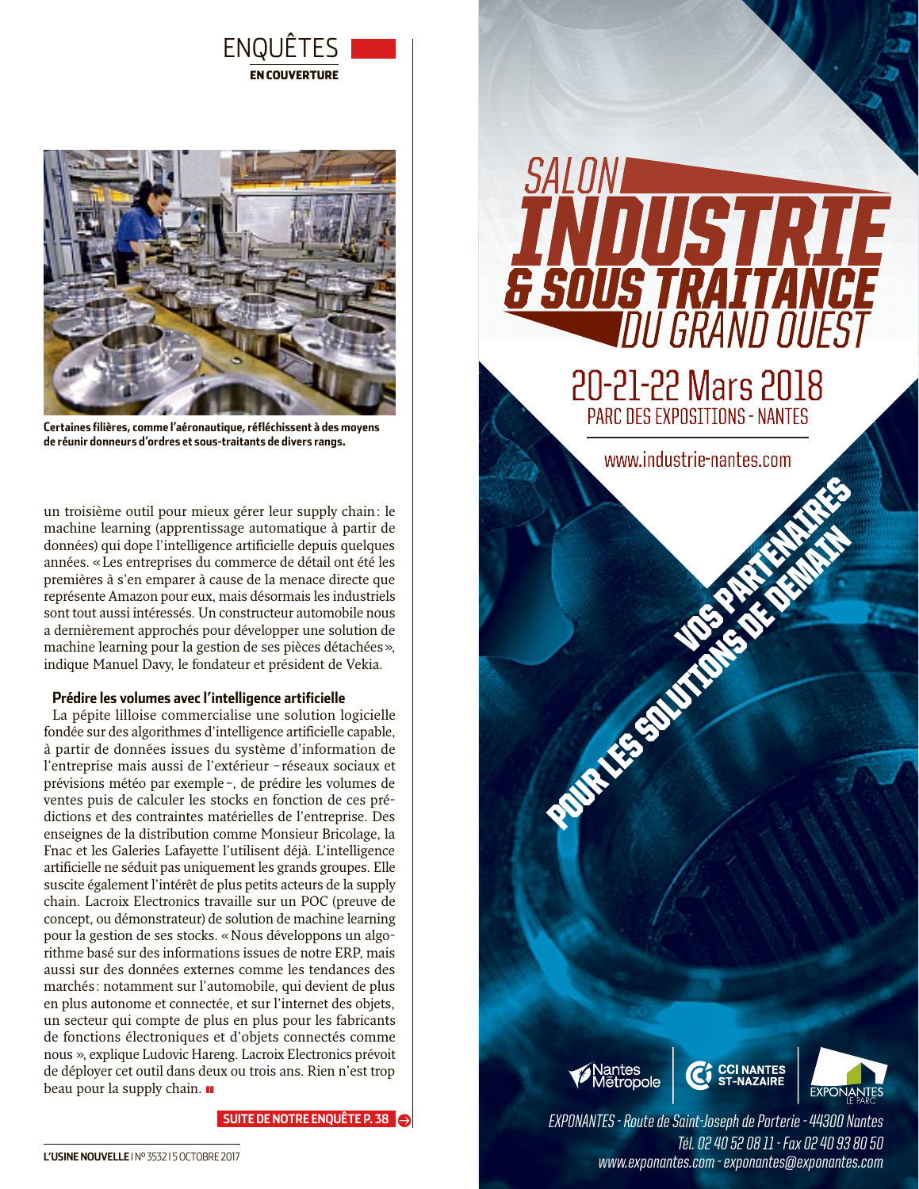Certaines filières, comme l'aéronautique, réfléchissent à des moyens de réunir donneurs d'ordres et sous-traitants de divers rangs.

un troisième outil pour mieux gérer leur supply chain : le machine learning (apprentissage automatique à partir de données) qui dope l'intelligence artificielle depuis quelques années. « Les entreprises du commerce de détail ont été les premières à s'en emparer à cause de la menace directe que représente Amazon pour eux, mais désormais les industriels sont tout aussi intéressés. Un constructeur automobile nous a dernièrement approchés pour développer une solution de machine learning pour la gestion de ses pièces détachées », indique Manuel Davy, le fondateur et président de Vekia.

### Prédire les volumes avec l'intelligence artificielle

La pépite lilloise commercialise une solution logicielle fondée sur des algorithmes d'intelligence artificielle capable, à partir de données issues du système d'information de l'entreprise mais aussi de l'extérieur – réseaux sociaux et prévisions météo par exemple –, de prédire les volumes de ventes puis de calculer les stocks en fonction de ces prédictions et des contraintes matérielles de l'entreprise. Des enseignes de la distribution comme Monsieur Bricolage, la Fnac et les Galeries Lafayette l'utilisent déjà. L'intelligence artificielle ne séduit pas uniquement les grands groupes. Elle suscite également l'intérêt de plus petits acteurs de la supply chain. Lacroix Electronics travaille sur un POC (preuve de concept, ou démonstrateur) de solution de machine learning pour la gestion de ses stocks. « Nous développons un algorithme basé sur des informations issues de notre ERP, mais aussi sur des données externes comme les tendances des marchés : notamment sur l'automobile, qui devient de plus en plus autonome et connectée, et sur l'internet des objets, un secteur qui compte de plus en plus pour les fabricants de fonctions électroniques et d'objets connectés comme nous », explique Ludovic Hareng. Lacroix Electronics prévoit de déployer cet outil dans deux ou trois ans. Rien n'est trop beau pour la supply chain. ∎

**SUITE DE NOTRE ENQUÊTE P. 38**

SALON INDUSTRIE & SOUS TRAITANCE DU GRAND OUEST

20-21-22 Mars 2018
PARC DES EXPOSITIONS - NANTES

www.industrie-nantes.com

VOS PARTENAIRES POUR LES SOLUTIONS DE DEMAIN

Nantes Métropole — CCI NANTES ST-NAZAIRE — EXPONANTES LE PARC

EXPONANTES - Route de Saint-Joseph de Porterie - 44300 Nantes
Tél. 02 40 52 08 11 - Fax 02 40 93 80 50
www.exponantes.com - exponantes@exponantes.com